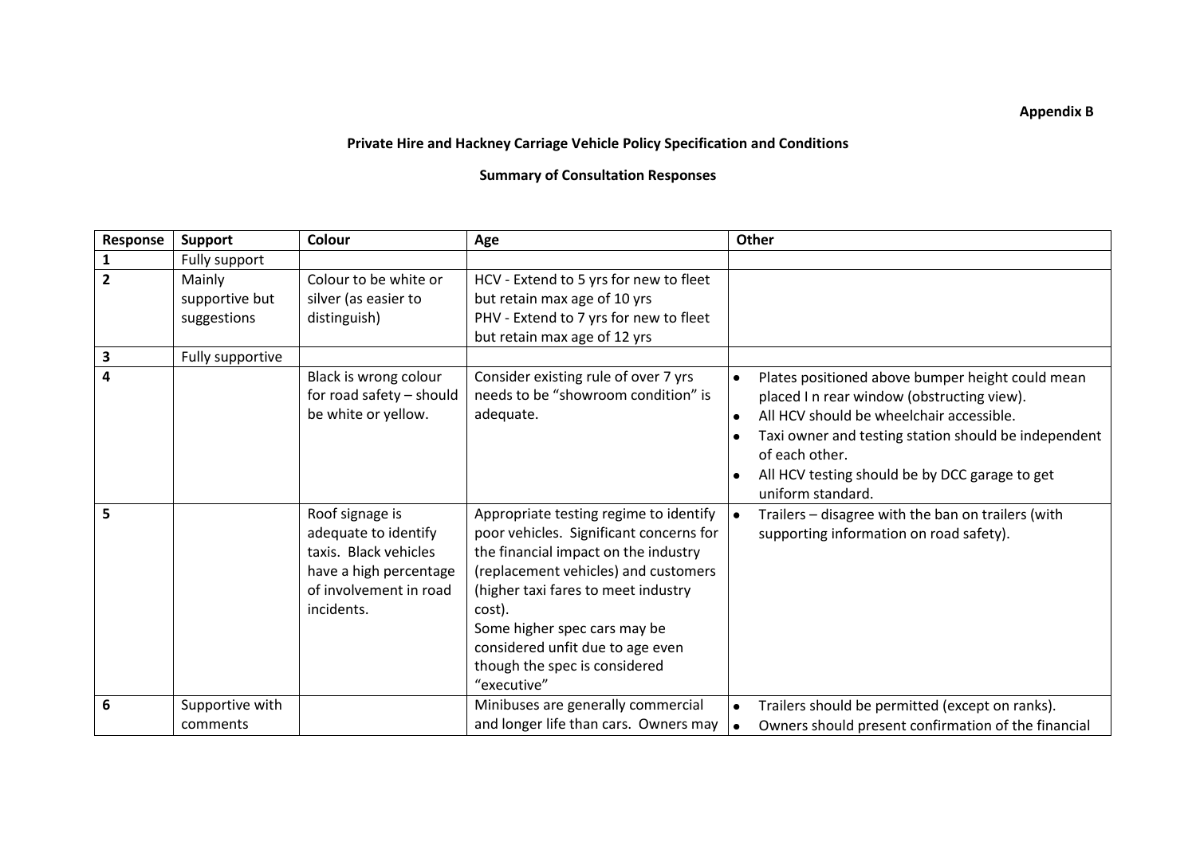**Appendix B**

**Private Hire and Hackney Carriage Vehicle Policy Specification and Conditions**

**Summary of Consultation Responses**

| Response | Support | Colour | Age | Other |
|---|---|---|---|---|
| **1** | Fully support | | | |
| **2** | Mainly supportive but suggestions | Colour to be white or silver (as easier to distinguish) | HCV - Extend to 5 yrs for new to fleet but retain max age of 10 yrs<br>PHV - Extend to 7 yrs for new to fleet but retain max age of 12 yrs | |
| **3** | Fully supportive | | | |
| **4** | | Black is wrong colour for road safety – should be white or yellow. | Consider existing rule of over 7 yrs needs to be "showroom condition" is adequate. | • Plates positioned above bumper height could mean placed I n rear window (obstructing view).<br>• All HCV should be wheelchair accessible.<br>• Taxi owner and testing station should be independent of each other.<br>• All HCV testing should be by DCC garage to get uniform standard. |
| **5** | | Roof signage is adequate to identify taxis. Black vehicles have a high percentage of involvement in road incidents. | Appropriate testing regime to identify poor vehicles. Significant concerns for the financial impact on the industry (replacement vehicles) and customers (higher taxi fares to meet industry cost).<br>Some higher spec cars may be considered unfit due to age even though the spec is considered "executive" | • Trailers – disagree with the ban on trailers (with supporting information on road safety). |
| **6** | Supportive with comments | | Minibuses are generally commercial and longer life than cars. Owners may | • Trailers should be permitted (except on ranks).<br>• Owners should present confirmation of the financial |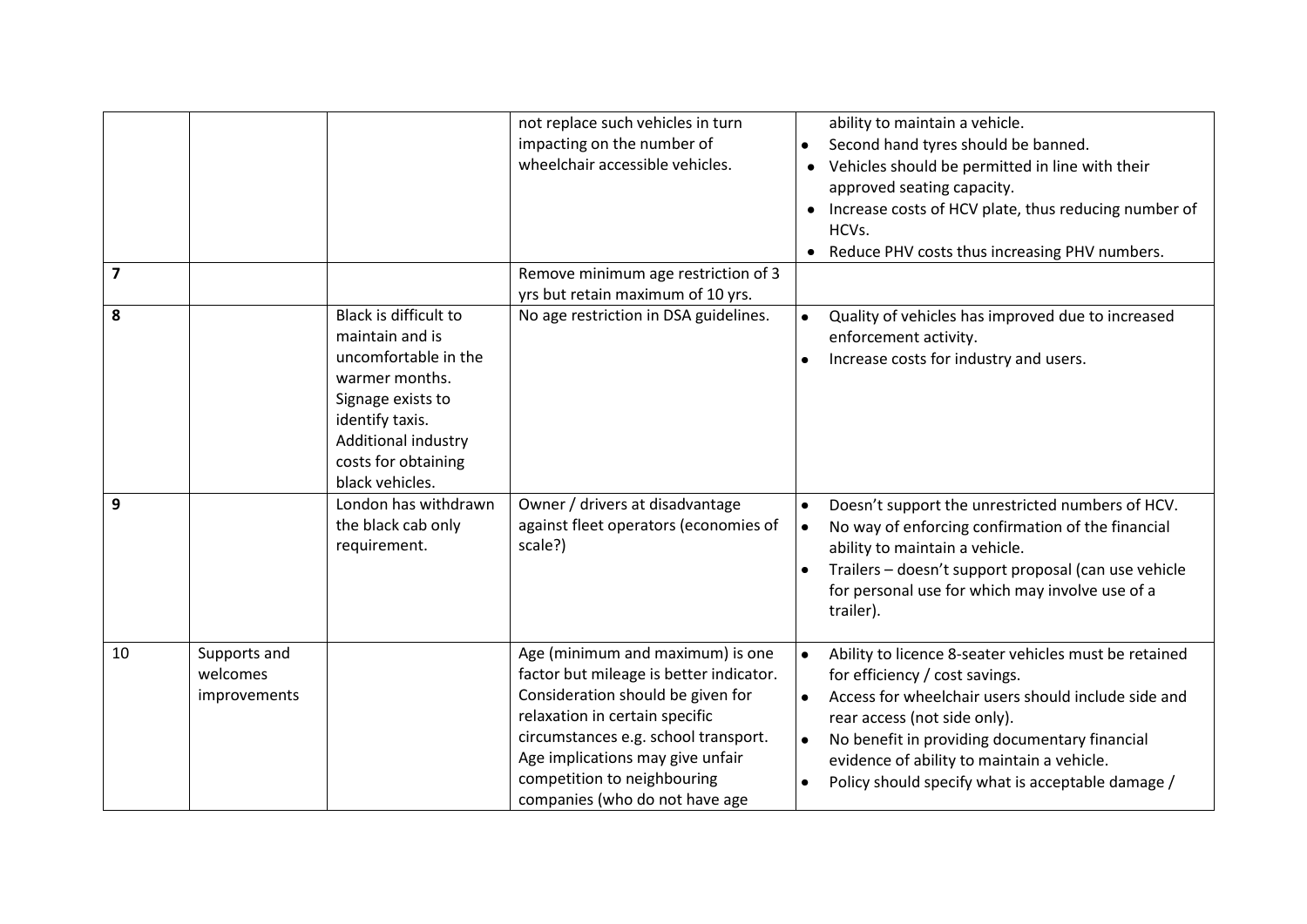| | | | | |
|---|---|---|---|---|
| | | | not replace such vehicles in turn impacting on the number of wheelchair accessible vehicles. | ability to maintain a vehicle.<br>• Second hand tyres should be banned.<br>• Vehicles should be permitted in line with their approved seating capacity.<br>• Increase costs of HCV plate, thus reducing number of HCVs.<br>• Reduce PHV costs thus increasing PHV numbers. |
| **7** | | | Remove minimum age restriction of 3 yrs but retain maximum of 10 yrs. | |
| **8** | | Black is difficult to maintain and is uncomfortable in the warmer months. Signage exists to identify taxis. Additional industry costs for obtaining black vehicles. | No age restriction in DSA guidelines. | • Quality of vehicles has improved due to increased enforcement activity.<br>• Increase costs for industry and users. |
| **9** | | London has withdrawn the black cab only requirement. | Owner / drivers at disadvantage against fleet operators (economies of scale?) | • Doesn't support the unrestricted numbers of HCV.<br>• No way of enforcing confirmation of the financial ability to maintain a vehicle.<br>• Trailers – doesn't support proposal (can use vehicle for personal use for which may involve use of a trailer). |
| 10 | Supports and welcomes improvements | | Age (minimum and maximum) is one factor but mileage is better indicator. Consideration should be given for relaxation in certain specific circumstances e.g. school transport. Age implications may give unfair competition to neighbouring companies (who do not have age | • Ability to licence 8-seater vehicles must be retained for efficiency / cost savings.<br>• Access for wheelchair users should include side and rear access (not side only).<br>• No benefit in providing documentary financial evidence of ability to maintain a vehicle.<br>• Policy should specify what is acceptable damage / |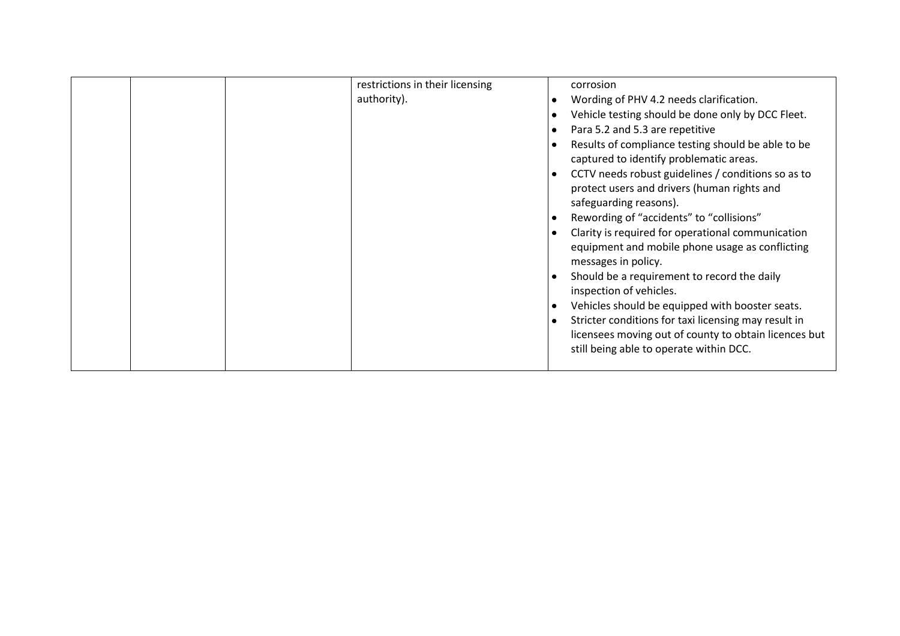| | | | | |
|---|---|---|---|---|
| | | | restrictions in their licensing authority). | corrosion<br>• Wording of PHV 4.2 needs clarification.<br>• Vehicle testing should be done only by DCC Fleet.<br>• Para 5.2 and 5.3 are repetitive<br>• Results of compliance testing should be able to be captured to identify problematic areas.<br>• CCTV needs robust guidelines / conditions so as to protect users and drivers (human rights and safeguarding reasons).<br>• Rewording of "accidents" to "collisions"<br>• Clarity is required for operational communication equipment and mobile phone usage as conflicting messages in policy.<br>• Should be a requirement to record the daily inspection of vehicles.<br>• Vehicles should be equipped with booster seats.<br>• Stricter conditions for taxi licensing may result in licensees moving out of county to obtain licences but still being able to operate within DCC. |